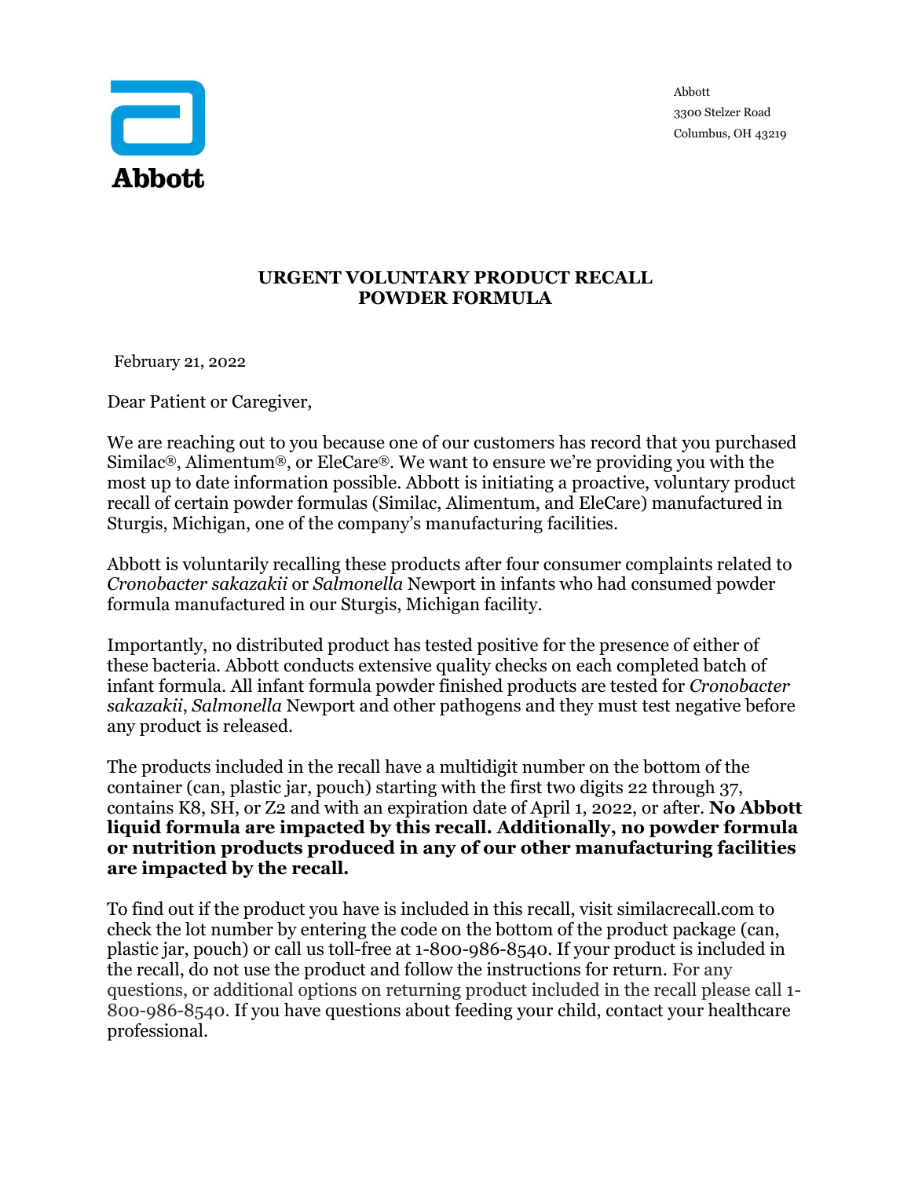Abbott

Abbott
3300 Stelzer Road
Columbus, OH 43219

# URGENT VOLUNTARY PRODUCT RECALL
# POWDER FORMULA

February 21, 2022

Dear Patient or Caregiver,

We are reaching out to you because one of our customers has record that you purchased Similac®, Alimentum®, or EleCare®. We want to ensure we're providing you with the most up to date information possible. Abbott is initiating a proactive, voluntary product recall of certain powder formulas (Similac, Alimentum, and EleCare) manufactured in Sturgis, Michigan, one of the company's manufacturing facilities.

Abbott is voluntarily recalling these products after four consumer complaints related to *Cronobacter sakazakii* or *Salmonella* Newport in infants who had consumed powder formula manufactured in our Sturgis, Michigan facility.

Importantly, no distributed product has tested positive for the presence of either of these bacteria. Abbott conducts extensive quality checks on each completed batch of infant formula. All infant formula powder finished products are tested for *Cronobacter sakazakii*, *Salmonella* Newport and other pathogens and they must test negative before any product is released.

The products included in the recall have a multidigit number on the bottom of the container (can, plastic jar, pouch) starting with the first two digits 22 through 37, contains K8, SH, or Z2 and with an expiration date of April 1, 2022, or after. **No Abbott liquid formula are impacted by this recall. Additionally, no powder formula or nutrition products produced in any of our other manufacturing facilities are impacted by the recall.**

To find out if the product you have is included in this recall, visit similacrecall.com to check the lot number by entering the code on the bottom of the product package (can, plastic jar, pouch) or call us toll-free at 1-800-986-8540. If your product is included in the recall, do not use the product and follow the instructions for return. For any questions, or additional options on returning product included in the recall please call 1-800-986-8540. If you have questions about feeding your child, contact your healthcare professional.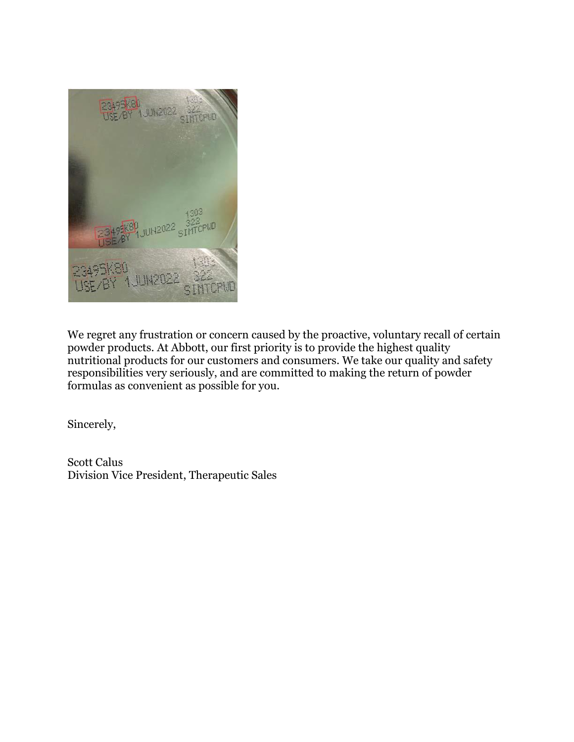We regret any frustration or concern caused by the proactive, voluntary recall of certain powder products. At Abbott, our first priority is to provide the highest quality nutritional products for our customers and consumers. We take our quality and safety responsibilities very seriously, and are committed to making the return of powder formulas as convenient as possible for you.

Sincerely,

Scott Calus
Division Vice President, Therapeutic Sales